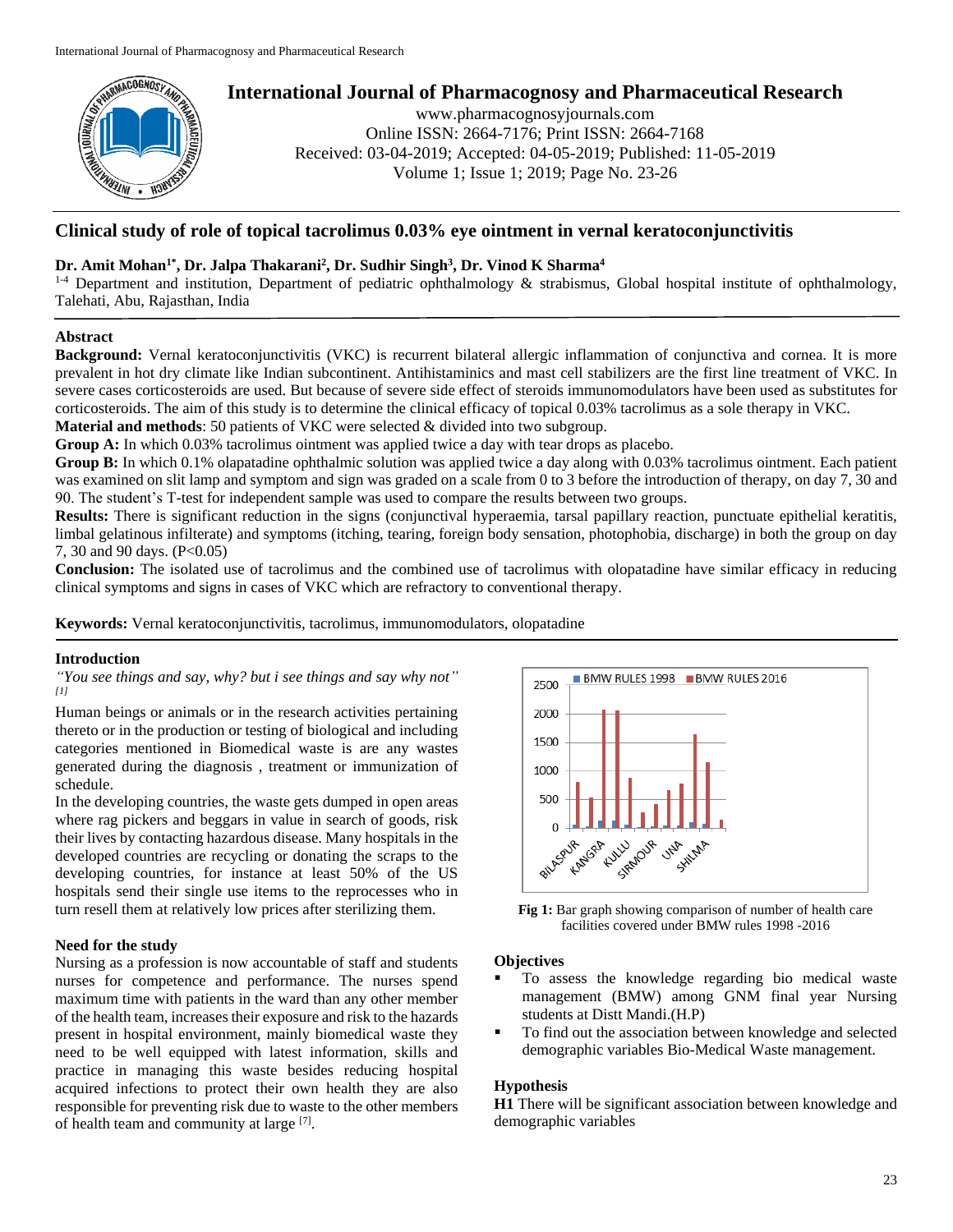# International Journal of Pharmacognosy and Pharmaceutical Research

www.pharmacognosyjournals.com
Online ISSN: 2664-7176; Print ISSN: 2664-7168
Received: 03-04-2019; Accepted: 04-05-2019; Published: 11-05-2019
Volume 1; Issue 1; 2019; Page No. 23-26

## Clinical study of role of topical tacrolimus 0.03% eye ointment in vernal keratoconjunctivitis

**Dr. Amit Mohan[1*], Dr. Jalpa Thakarani[2], Dr. Sudhir Singh[3], Dr. Vinod K Sharma[4]**

[1-4] Department and institution, Department of pediatric ophthalmology & strabismus, Global hospital institute of ophthalmology, Talehati, Abu, Rajasthan, India

### Abstract

**Background:** Vernal keratoconjunctivitis (VKC) is recurrent bilateral allergic inflammation of conjunctiva and cornea. It is more prevalent in hot dry climate like Indian subcontinent. Antihistaminics and mast cell stabilizers are the first line treatment of VKC. In severe cases corticosteroids are used. But because of severe side effect of steroids immunomodulators have been used as substitutes for corticosteroids. The aim of this study is to determine the clinical efficacy of topical 0.03% tacrolimus as a sole therapy in VKC.

**Material and methods**: 50 patients of VKC were selected & divided into two subgroup.

**Group A:** In which 0.03% tacrolimus ointment was applied twice a day with tear drops as placebo.

**Group B:** In which 0.1% olapatadine ophthalmic solution was applied twice a day along with 0.03% tacrolimus ointment. Each patient was examined on slit lamp and symptom and sign was graded on a scale from 0 to 3 before the introduction of therapy, on day 7, 30 and 90. The student's T-test for independent sample was used to compare the results between two groups.

**Results:** There is significant reduction in the signs (conjunctival hyperaemia, tarsal papillary reaction, punctuate epithelial keratitis, limbal gelatinous infilterate) and symptoms (itching, tearing, foreign body sensation, photophobia, discharge) in both the group on day 7, 30 and 90 days. ($P<0.05$)

**Conclusion:** The isolated use of tacrolimus and the combined use of tacrolimus with olopatadine have similar efficacy in reducing clinical symptoms and signs in cases of VKC which are refractory to conventional therapy.

**Keywords:** Vernal keratoconjunctivitis, tacrolimus, immunomodulators, olopatadine

### Introduction

*"You see things and say, why? but i see things and say why not"* [1]

Human beings or animals or in the research activities pertaining thereto or in the production or testing of biological and including categories mentioned in Biomedical waste is are any wastes generated during the diagnosis , treatment or immunization of schedule.

In the developing countries, the waste gets dumped in open areas where rag pickers and beggars in value in search of goods, risk their lives by contacting hazardous disease. Many hospitals in the developed countries are recycling or donating the scraps to the developing countries, for instance at least 50% of the US hospitals send their single use items to the reprocesses who in turn resell them at relatively low prices after sterilizing them.

### Need for the study

Nursing as a profession is now accountable of staff and students nurses for competence and performance. The nurses spend maximum time with patients in the ward than any other member of the health team, increases their exposure and risk to the hazards present in hospital environment, mainly biomedical waste they need to be well equipped with latest information, skills and practice in managing this waste besides reducing hospital acquired infections to protect their own health they are also responsible for preventing risk due to waste to the other members of health team and community at large [7].

**Fig 1:** Bar graph showing comparison of number of health care facilities covered under BMW rules 1998 -2016

### Objectives

- To assess the knowledge regarding bio medical waste management (BMW) among GNM final year Nursing students at Distt Mandi.(H.P)
- To find out the association between knowledge and selected demographic variables Bio-Medical Waste management.

### Hypothesis

**H1** There will be significant association between knowledge and demographic variables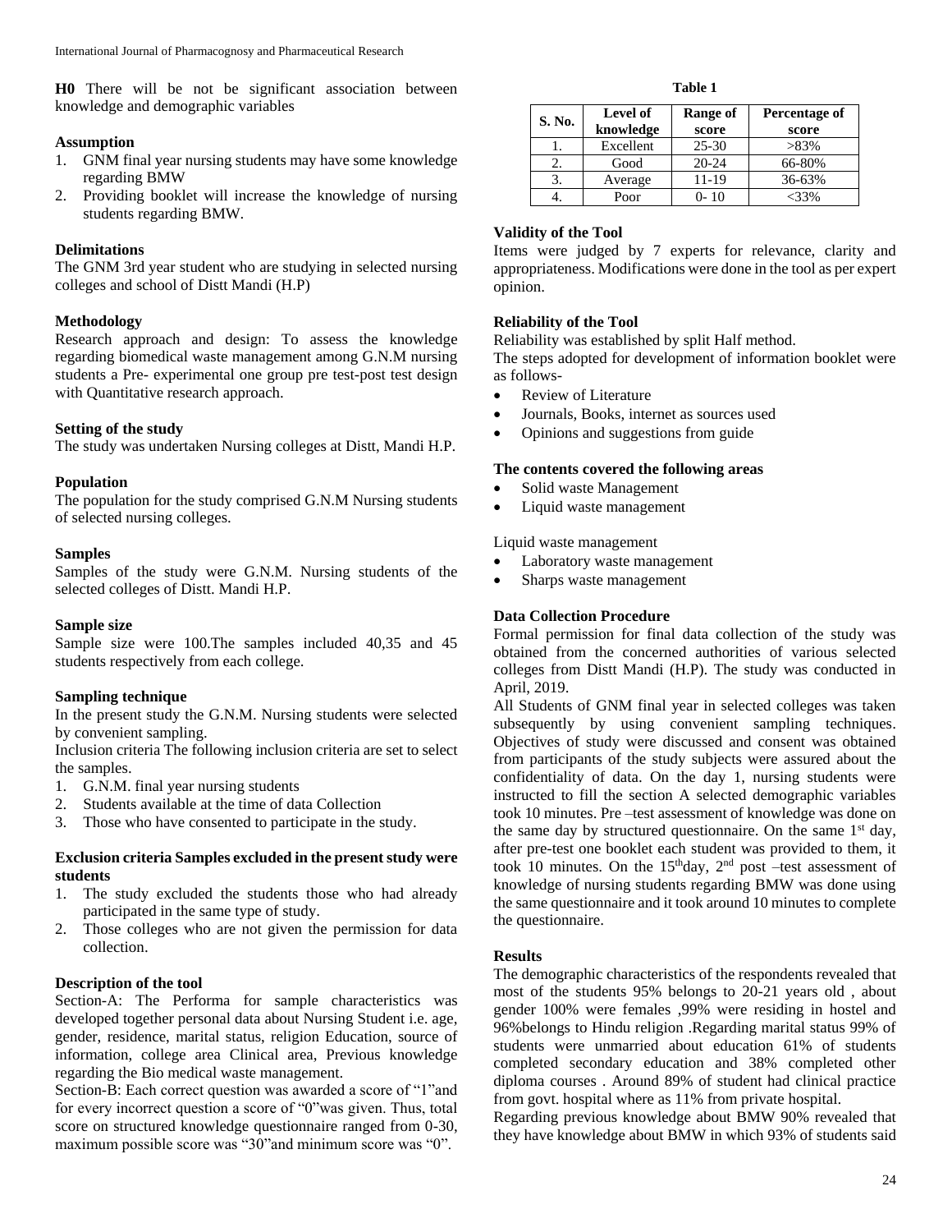**H0** There will be not be significant association between knowledge and demographic variables

### Assumption

1. GNM final year nursing students may have some knowledge regarding BMW
2. Providing booklet will increase the knowledge of nursing students regarding BMW.

### Delimitations

The GNM 3rd year student who are studying in selected nursing colleges and school of Distt Mandi (H.P)

### Methodology

Research approach and design: To assess the knowledge regarding biomedical waste management among G.N.M nursing students a Pre- experimental one group pre test-post test design with Quantitative research approach.

### Setting of the study

The study was undertaken Nursing colleges at Distt, Mandi H.P.

### Population

The population for the study comprised G.N.M Nursing students of selected nursing colleges.

### Samples

Samples of the study were G.N.M. Nursing students of the selected colleges of Distt. Mandi H.P.

### Sample size

Sample size were 100.The samples included 40,35 and 45 students respectively from each college.

### Sampling technique

In the present study the G.N.M. Nursing students were selected by convenient sampling.

Inclusion criteria The following inclusion criteria are set to select the samples.

1. G.N.M. final year nursing students
2. Students available at the time of data Collection
3. Those who have consented to participate in the study.

### Exclusion criteria Samples excluded in the present study were students

1. The study excluded the students those who had already participated in the same type of study.
2. Those colleges who are not given the permission for data collection.

### Description of the tool

Section-A: The Performa for sample characteristics was developed together personal data about Nursing Student i.e. age, gender, residence, marital status, religion Education, source of information, college area Clinical area, Previous knowledge regarding the Bio medical waste management.

Section-B: Each correct question was awarded a score of "1"and for every incorrect question a score of "0"was given. Thus, total score on structured knowledge questionnaire ranged from 0-30, maximum possible score was "30"and minimum score was "0".

**Table 1**

| S. No. | Level of knowledge | Range of score | Percentage of score |
|---|---|---|---|
| 1. | Excellent | 25-30 | >83% |
| 2. | Good | 20-24 | 66-80% |
| 3. | Average | 11-19 | 36-63% |
| 4. | Poor | 0- 10 | <33% |

### Validity of the Tool

Items were judged by 7 experts for relevance, clarity and appropriateness. Modifications were done in the tool as per expert opinion.

### Reliability of the Tool

Reliability was established by split Half method.

The steps adopted for development of information booklet were as follows-

- Review of Literature
- Journals, Books, internet as sources used
- Opinions and suggestions from guide

### The contents covered the following areas

- Solid waste Management
- Liquid waste management

Liquid waste management

- Laboratory waste management
- Sharps waste management

### Data Collection Procedure

Formal permission for final data collection of the study was obtained from the concerned authorities of various selected colleges from Distt Mandi (H.P). The study was conducted in April, 2019.

All Students of GNM final year in selected colleges was taken subsequently by using convenient sampling techniques. Objectives of study were discussed and consent was obtained from participants of the study subjects were assured about the confidentiality of data. On the day 1, nursing students were instructed to fill the section A selected demographic variables took 10 minutes. Pre –test assessment of knowledge was done on the same day by structured questionnaire. On the same 1st day, after pre-test one booklet each student was provided to them, it took 10 minutes. On the 15thday, 2nd post –test assessment of knowledge of nursing students regarding BMW was done using the same questionnaire and it took around 10 minutes to complete the questionnaire.

### Results

The demographic characteristics of the respondents revealed that most of the students 95% belongs to 20-21 years old , about gender 100% were females ,99% were residing in hostel and 96%belongs to Hindu religion .Regarding marital status 99% of students were unmarried about education 61% of students completed secondary education and 38% completed other diploma courses . Around 89% of student had clinical practice from govt. hospital where as 11% from private hospital.

Regarding previous knowledge about BMW 90% revealed that they have knowledge about BMW in which 93% of students said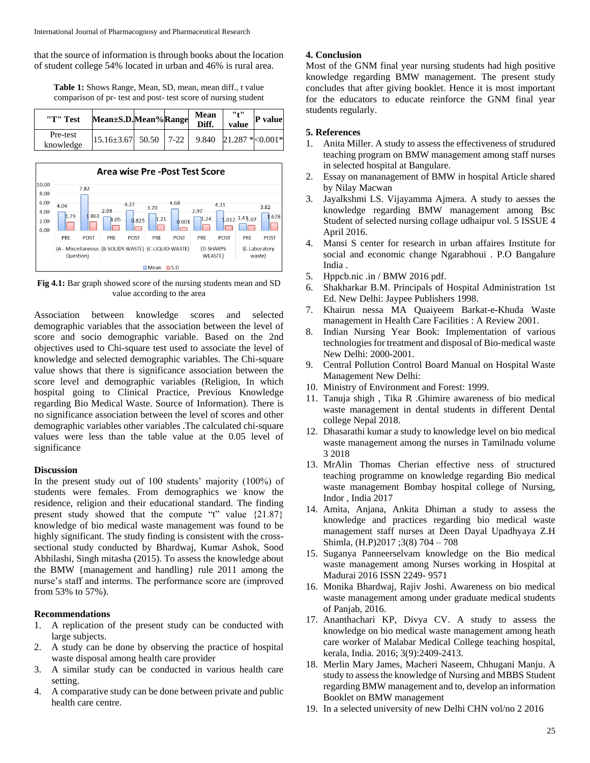that the source of information is through books about the location of student college 54% located in urban and 46% is rural area.

**Table 1:** Shows Range, Mean, SD, mean, mean diff., t value comparison of pr- test and post- test score of nursing student

| "T" Test | Mean±S.D. | Mean% | Range | Mean Diff. | "t" value | P value |
|---|---|---|---|---|---|---|
| Pre-test knowledge | 15.16±3.67 | 50.50 | 7-22 | 9.840 | 21.287 * | <0.001* |

**Fig 4.1:** Bar graph showed score of the nursing students mean and SD value according to the area

Association between knowledge scores and selected demographic variables that the association between the level of score and socio demographic variable. Based on the 2nd objectives used to Chi-square test used to associate the level of knowledge and selected demographic variables. The Chi-square value shows that there is significance association between the score level and demographic variables (Religion, In which hospital going to Clinical Practice, Previous Knowledge regarding Bio Medical Waste. Source of Information). There is no significance association between the level of scores and other demographic variables other variables .The calculated chi-square values were less than the table value at the 0.05 level of significance

**Discussion**

In the present study out of 100 students' majority (100%) of students were females. From demographics we know the residence, religion and their educational standard. The finding present study showed that the compute "t" value {21.87} knowledge of bio medical waste management was found to be highly significant. The study finding is consistent with the cross-sectional study conducted by Bhardwaj, Kumar Ashok, Sood Abhilashi, Singh mitasha (2015). To assess the knowledge about the BMW {management and handling} rule 2011 among the nurse's staff and interms. The performance score are (improved from 53% to 57%).

**Recommendations**

1. A replication of the present study can be conducted with large subjects.
2. A study can be done by observing the practice of hospital waste disposal among health care provider
3. A similar study can be conducted in various health care setting.
4. A comparative study can be done between private and public health care centre.

## 4. Conclusion

Most of the GNM final year nursing students had high positive knowledge regarding BMW management. The present study concludes that after giving booklet. Hence it is most important for the educators to educate reinforce the GNM final year students regularly.

## 5. References

1. Anita Miller. A study to assess the effectiveness of strudured teaching program on BMW management among staff nurses in selected hospital at Bangulare.
2. Essay on mananagement of BMW in hospital Article shared by Nilay Macwan
3. Jayalkshmi LS. Vijayamma Ajmera. A study to aesses the knowledge regarding BMW management among Bsc Student of selected nursing collage udhaipur vol. 5 ISSUE 4 April 2016.
4. Mansi S center for research in urban affaires Institute for social and economic change Ngarabhoui . P.O Bangalure India .
5. Hppcb.nic .in / BMW 2016 pdf.
6. Shakharkar B.M. Principals of Hospital Administration 1st Ed. New Delhi: Jaypee Publishers 1998.
7. Khairun nessa MA Quaiyeem Barkat-e-Khuda Waste management in Health Care Facilities : A Review 2001.
8. Indian Nursing Year Book: Implementation of various technologies for treatment and disposal of Bio-medical waste New Delhi: 2000-2001.
9. Central Pollution Control Board Manual on Hospital Waste Management New Delhi:
10. Ministry of Environment and Forest: 1999.
11. Tanuja shigh , Tika R .Ghimire awareness of bio medical waste management in dental students in different Dental college Nepal 2018.
12. Dhasarathi kumar a study to knowledge level on bio medical waste management among the nurses in Tamilnadu volume 3 2018
13. MrAlin Thomas Cherian effective ness of structured teaching programme on knowledge regarding Bio medical waste management Bombay hospital college of Nursing, Indor , India 2017
14. Amita, Anjana, Ankita Dhiman a study to assess the knowledge and practices regarding bio medical waste management staff nurses at Deen Dayal Upadhyaya Z.H Shimla, (H.P)2017 ;3(8) 704 – 708
15. Suganya Panneerselvam knowledge on the Bio medical waste management among Nurses working in Hospital at Madurai 2016 ISSN 2249- 9571
16. Monika Bhardwaj, Rajiv Joshi. Awareness on bio medical waste management among under graduate medical students of Panjab, 2016.
17. Ananthachari KP, Divya CV. A study to assess the knowledge on bio medical waste management among heath care worker of Malabar Medical College teaching hospital, kerala, India. 2016; 3(9):2409-2413.
18. Merlin Mary James, Macheri Naseem, Chhugani Manju. A study to assess the knowledge of Nursing and MBBS Student regarding BMW management and to, develop an information Booklet on BMW management
19. In a selected university of new Delhi CHN vol/no 2 2016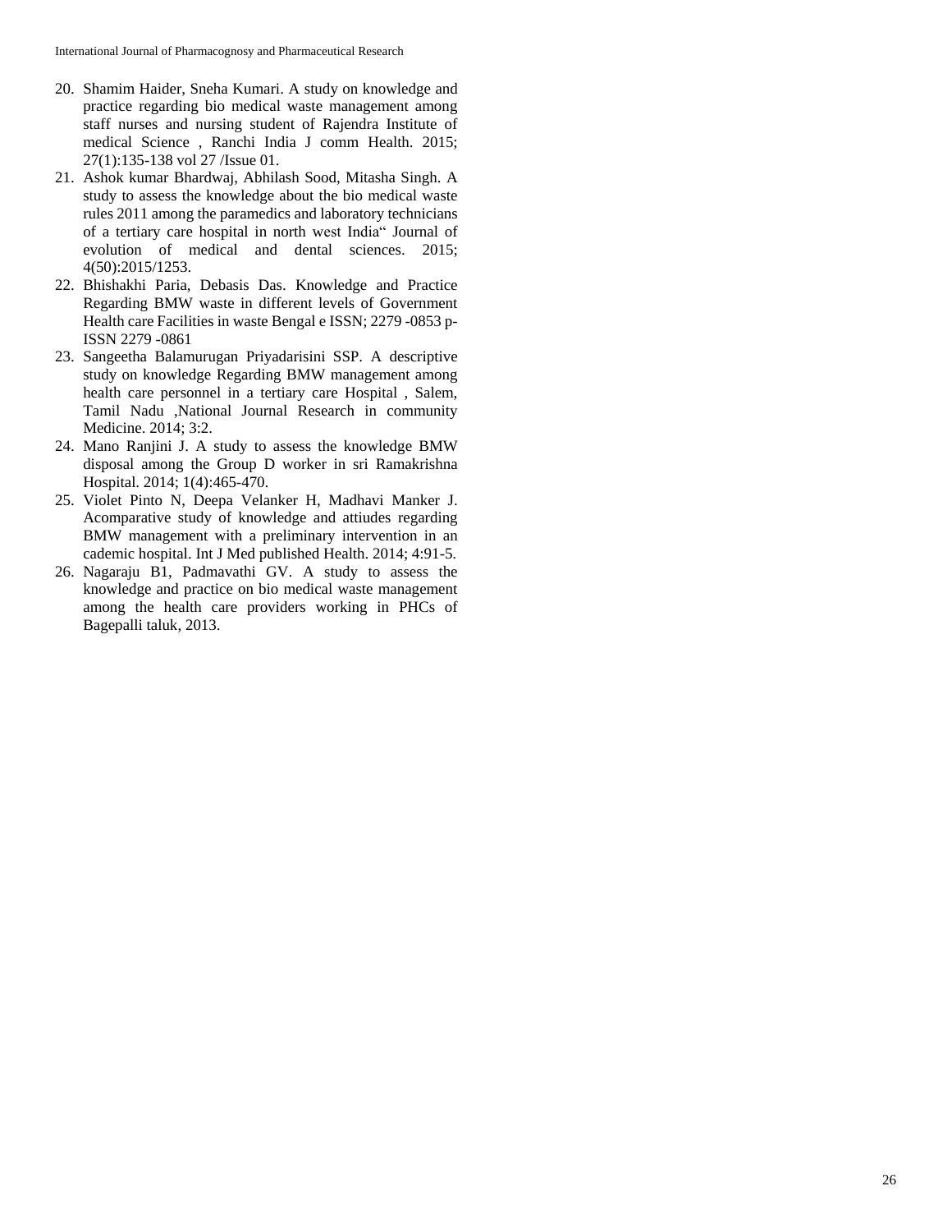20. Shamim Haider, Sneha Kumari. A study on knowledge and practice regarding bio medical waste management among staff nurses and nursing student of Rajendra Institute of medical Science , Ranchi India J comm Health. 2015; 27(1):135-138 vol 27 /Issue 01.
21. Ashok kumar Bhardwaj, Abhilash Sood, Mitasha Singh. A study to assess the knowledge about the bio medical waste rules 2011 among the paramedics and laboratory technicians of a tertiary care hospital in north west India" Journal of evolution of medical and dental sciences. 2015; 4(50):2015/1253.
22. Bhishakhi Paria, Debasis Das. Knowledge and Practice Regarding BMW waste in different levels of Government Health care Facilities in waste Bengal e ISSN; 2279 -0853 p-ISSN 2279 -0861
23. Sangeetha Balamurugan Priyadarisini SSP. A descriptive study on knowledge Regarding BMW management among health care personnel in a tertiary care Hospital , Salem, Tamil Nadu ,National Journal Research in community Medicine. 2014; 3:2.
24. Mano Ranjini J. A study to assess the knowledge BMW disposal among the Group D worker in sri Ramakrishna Hospital. 2014; 1(4):465-470.
25. Violet Pinto N, Deepa Velanker H, Madhavi Manker J. Acomparative study of knowledge and attiudes regarding BMW management with a preliminary intervention in an cademic hospital. Int J Med published Health. 2014; 4:91-5.
26. Nagaraju B1, Padmavathi GV. A study to assess the knowledge and practice on bio medical waste management among the health care providers working in PHCs of Bagepalli taluk, 2013.